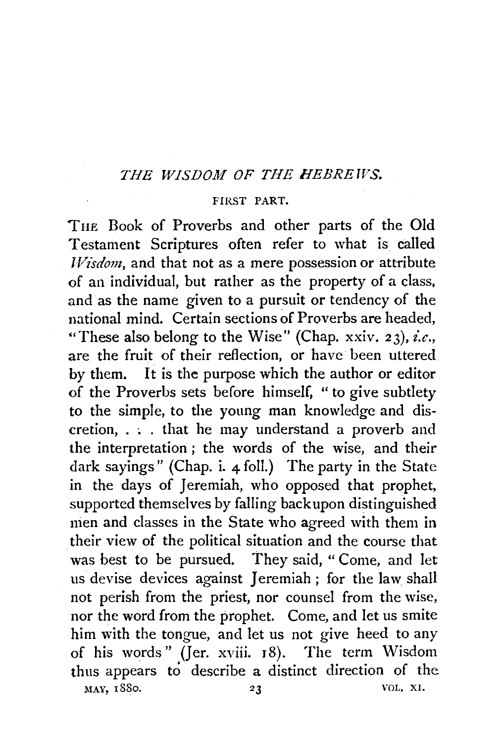# *THE WISDOM OF THE HEBREWS.*

## FIRST PART.

THE Book of Proverbs and other parts of the Old Testament Scriptures often refer to what is called *Wisdom*, and that not as a mere possession or attribute of an individual, but rather as the property of a class, and as the name given to a pursuit or tendency of the national mind. Certain sections of Proverbs are headed, "These also belong to the Wise" (Chap. xxiv. 23), *i.e.*, are the fruit of their reflection, or have been uttered by them. It is the purpose which the author or editor of the Proverbs sets before himself, "to give subtlety to the simple, to the young man knowledge and discretion, . . . that he may understand a proverb and the interpretation; the words of the wise, and their dark sayings" (Chap. i. 4 foll.) The party in the State in the days of Jeremiah, who opposed that prophet, supported themselves by falling backupon distinguished men and classes in the State who agreed with them in their view of the political situation and the course that was best to be pursued. They said, "Come, and let us devise devices against Jeremiah; for the law shall not perish from the priest, nor counsel from the wise, nor the word from the prophet. Come, and let us smite him with the tongue, and let us not give heed to any of his words" (Jer. xviii. 18). The term Wisdom thus appears to describe a distinct direction of the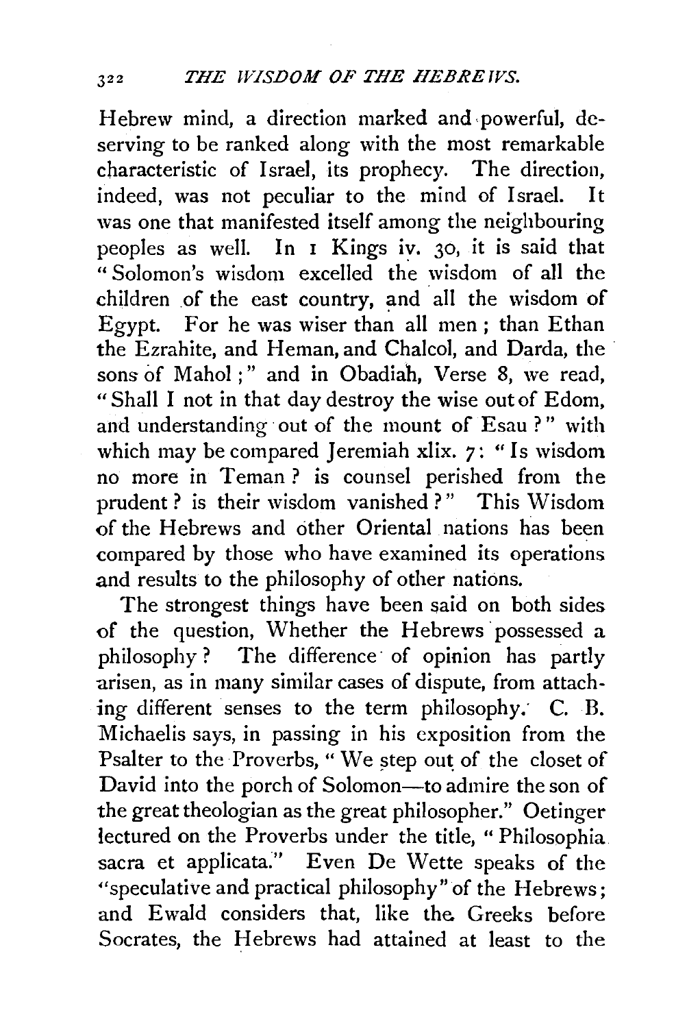Hebrew mind, a direction marked and powerful, deserving to be ranked along with the most remarkable characteristic of Israel, its prophecy. The direction, indeed, was not peculiar to the mind of Israel. It was one that manifested itself among the neighbouring peoples as well. In 1 Kings iv. 30, it is said that "Solomon's wisdom excelled the wisdom of all the children of the east country, and all the wisdom of Egypt. For he was wiser than all men; than Ethan the Ezrahite, and Heman, and Chalcol, and Darda, the sons of Mahol;" and in Obadiah, Verse 8, we read, "Shall I not in that day destroy the wise out of Edom, and understanding out of the mount of Esau?" with which may be compared Jeremiah xlix. 7: "Is wisdom no more in Teman? is counsel perished from the prudent? is their wisdom vanished?" This Wisdom of the Hebrews and other Oriental nations has been compared by those who have examined its operations and results to the philosophy of other nations.

The strongest things have been said on both sides of the question, Whether the Hebrews possessed a philosophy? The difference of opinion has partly arisen, as in many similar cases of dispute, from attaching different senses to the term philosophy. C. B. Michaelis says, in passing in his exposition from the Psalter to the Proverbs, "We step out of the closet of David into the porch of Solomon—to admire the son of the great theologian as the great philosopher." Oetinger lectured on the Proverbs under the title, "Philosophia sacra et applicata." Even De Wette speaks of the "speculative and practical philosophy" of the Hebrews; and Ewald considers that, like the Greeks before Socrates, the Hebrews had attained at least to the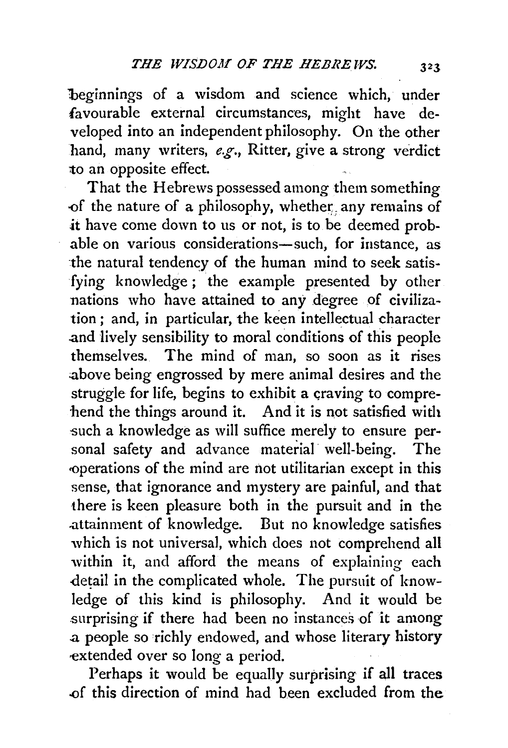beginnings of a wisdom and science which, under favourable external circumstances, might have developed into an independent philosophy. On the other hand, many writers, *e.g.*, Ritter, give a strong verdict to an opposite effect.

That the Hebrews possessed among them something of the nature of a philosophy, whether any remains of it have come down to us or not, is to be deemed probable on various considerations—such, for instance, as the natural tendency of the human mind to seek satisfying knowledge; the example presented by other nations who have attained to any degree of civilization; and, in particular, the keen intellectual character and lively sensibility to moral conditions of this people themselves. The mind of man, so soon as it rises above being engrossed by mere animal desires and the struggle for life, begins to exhibit a craving to comprehend the things around it. And it is not satisfied with such a knowledge as will suffice merely to ensure personal safety and advance material well-being. The operations of the mind are not utilitarian except in this sense, that ignorance and mystery are painful, and that there is keen pleasure both in the pursuit and in the attainment of knowledge. But no knowledge satisfies which is not universal, which does not comprehend all within it, and afford the means of explaining each detail in the complicated whole. The pursuit of knowledge of this kind is philosophy. And it would be surprising if there had been no instances of it among a people so richly endowed, and whose literary history extended over so long a period.

Perhaps it would be equally surprising if all traces of this direction of mind had been excluded from the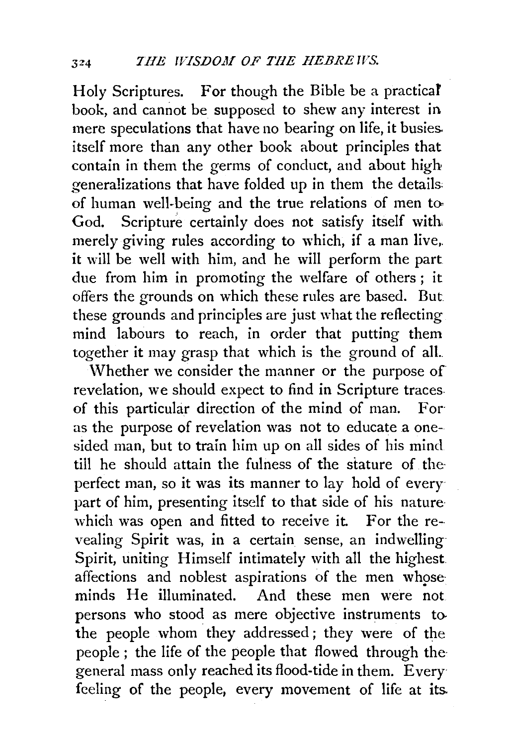Holy Scriptures. For though the Bible be a practical book, and cannot be supposed to shew any interest in mere speculations that have no bearing on life, it busies itself more than any other book about principles that contain in them the germs of conduct, and about high generalizations that have folded up in them the details of human well-being and the true relations of men to God. Scripture certainly does not satisfy itself with merely giving rules according to which, if a man live, it will be well with him, and he will perform the part due from him in promoting the welfare of others; it offers the grounds on which these rules are based. But these grounds and principles are just what the reflecting mind labours to reach, in order that putting them together it may grasp that which is the ground of all.

Whether we consider the manner or the purpose of revelation, we should expect to find in Scripture traces of this particular direction of the mind of man. For as the purpose of revelation was not to educate a one-sided man, but to train him up on all sides of his mind till he should attain the fulness of the stature of the perfect man, so it was its manner to lay hold of every part of him, presenting itself to that side of his nature which was open and fitted to receive it. For the revealing Spirit was, in a certain sense, an indwelling Spirit, uniting Himself intimately with all the highest affections and noblest aspirations of the men whose minds He illuminated. And these men were not persons who stood as mere objective instruments to the people whom they addressed; they were of the people; the life of the people that flowed through the general mass only reached its flood-tide in them. Every feeling of the people, every movement of life at its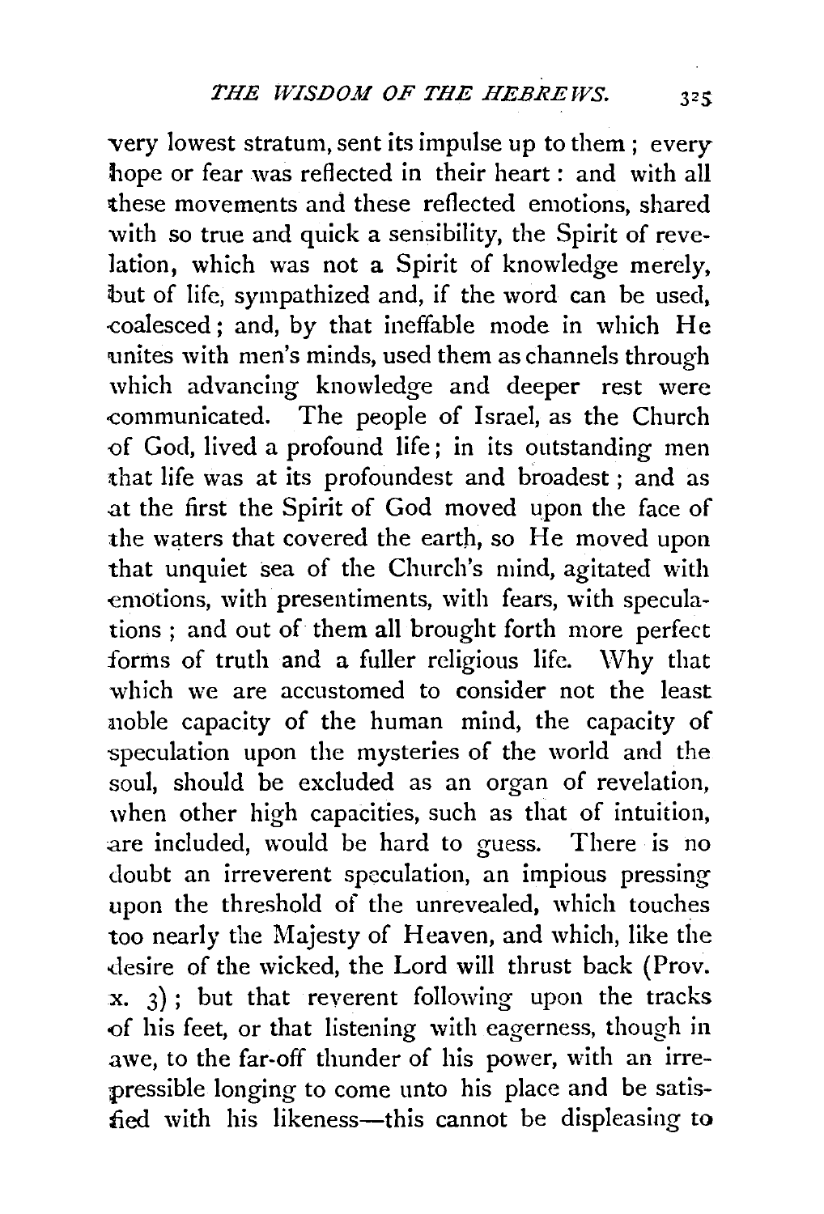very lowest stratum, sent its impulse up to them; every hope or fear was reflected in their heart: and with all these movements and these reflected emotions, shared with so true and quick a sensibility, the Spirit of revelation, which was not a Spirit of knowledge merely, but of life, sympathized and, if the word can be used, coalesced; and, by that ineffable mode in which He unites with men's minds, used them as channels through which advancing knowledge and deeper rest were communicated. The people of Israel, as the Church of God, lived a profound life; in its outstanding men that life was at its profoundest and broadest; and as at the first the Spirit of God moved upon the face of the waters that covered the earth, so He moved upon that unquiet sea of the Church's mind, agitated with emotions, with presentiments, with fears, with speculations; and out of them all brought forth more perfect forms of truth and a fuller religious life. Why that which we are accustomed to consider not the least noble capacity of the human mind, the capacity of speculation upon the mysteries of the world and the soul, should be excluded as an organ of revelation, when other high capacities, such as that of intuition, are included, would be hard to guess. There is no doubt an irreverent speculation, an impious pressing upon the threshold of the unrevealed, which touches too nearly the Majesty of Heaven, and which, like the desire of the wicked, the Lord will thrust back (Prov. x. 3); but that reverent following upon the tracks of his feet, or that listening with eagerness, though in awe, to the far-off thunder of his power, with an irrepressible longing to come unto his place and be satisfied with his likeness—this cannot be displeasing to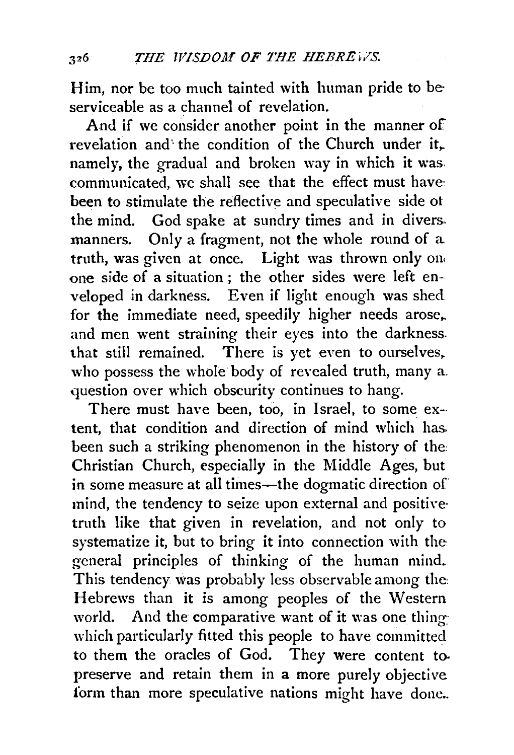Him, nor be too much tainted with human pride to be serviceable as a channel of revelation.

And if we consider another point in the manner of revelation and the condition of the Church under it, namely, the gradual and broken way in which it was communicated, we shall see that the effect must have been to stimulate the reflective and speculative side of the mind. God spake at sundry times and in divers manners. Only a fragment, not the whole round of a truth, was given at once. Light was thrown only on one side of a situation; the other sides were left enveloped in darkness. Even if light enough was shed for the immediate need, speedily higher needs arose, and men went straining their eyes into the darkness that still remained. There is yet even to ourselves, who possess the whole body of revealed truth, many a question over which obscurity continues to hang.

There must have been, too, in Israel, to some extent, that condition and direction of mind which has been such a striking phenomenon in the history of the Christian Church, especially in the Middle Ages, but in some measure at all times—the dogmatic direction of mind, the tendency to seize upon external and positive truth like that given in revelation, and not only to systematize it, but to bring it into connection with the general principles of thinking of the human mind. This tendency was probably less observable among the Hebrews than it is among peoples of the Western world. And the comparative want of it was one thing which particularly fitted this people to have committed to them the oracles of God. They were content to preserve and retain them in a more purely objective form than more speculative nations might have done.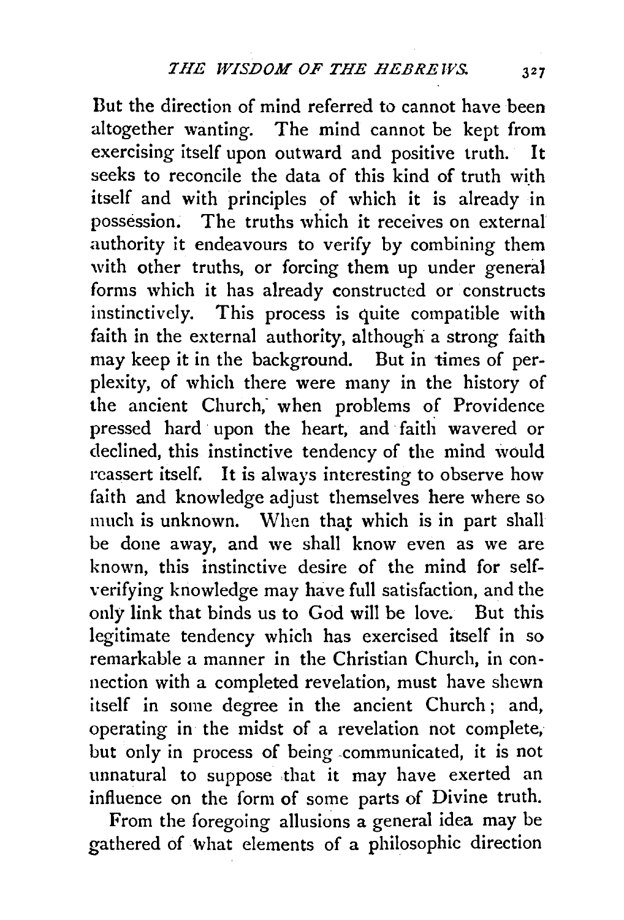But the direction of mind referred to cannot have been altogether wanting. The mind cannot be kept from exercising itself upon outward and positive truth. It seeks to reconcile the data of this kind of truth with itself and with principles of which it is already in possession. The truths which it receives on external authority it endeavours to verify by combining them with other truths, or forcing them up under general forms which it has already constructed or constructs instinctively. This process is quite compatible with faith in the external authority, although a strong faith may keep it in the background. But in times of perplexity, of which there were many in the history of the ancient Church, when problems of Providence pressed hard upon the heart, and faith wavered or declined, this instinctive tendency of the mind would reassert itself. It is always interesting to observe how faith and knowledge adjust themselves here where so much is unknown. When that which is in part shall be done away, and we shall know even as we are known, this instinctive desire of the mind for self-verifying knowledge may have full satisfaction, and the only link that binds us to God will be love. But this legitimate tendency which has exercised itself in so remarkable a manner in the Christian Church, in connection with a completed revelation, must have shewn itself in some degree in the ancient Church; and, operating in the midst of a revelation not complete, but only in process of being communicated, it is not unnatural to suppose that it may have exerted an influence on the form of some parts of Divine truth.

From the foregoing allusions a general idea may be gathered of what elements of a philosophic direction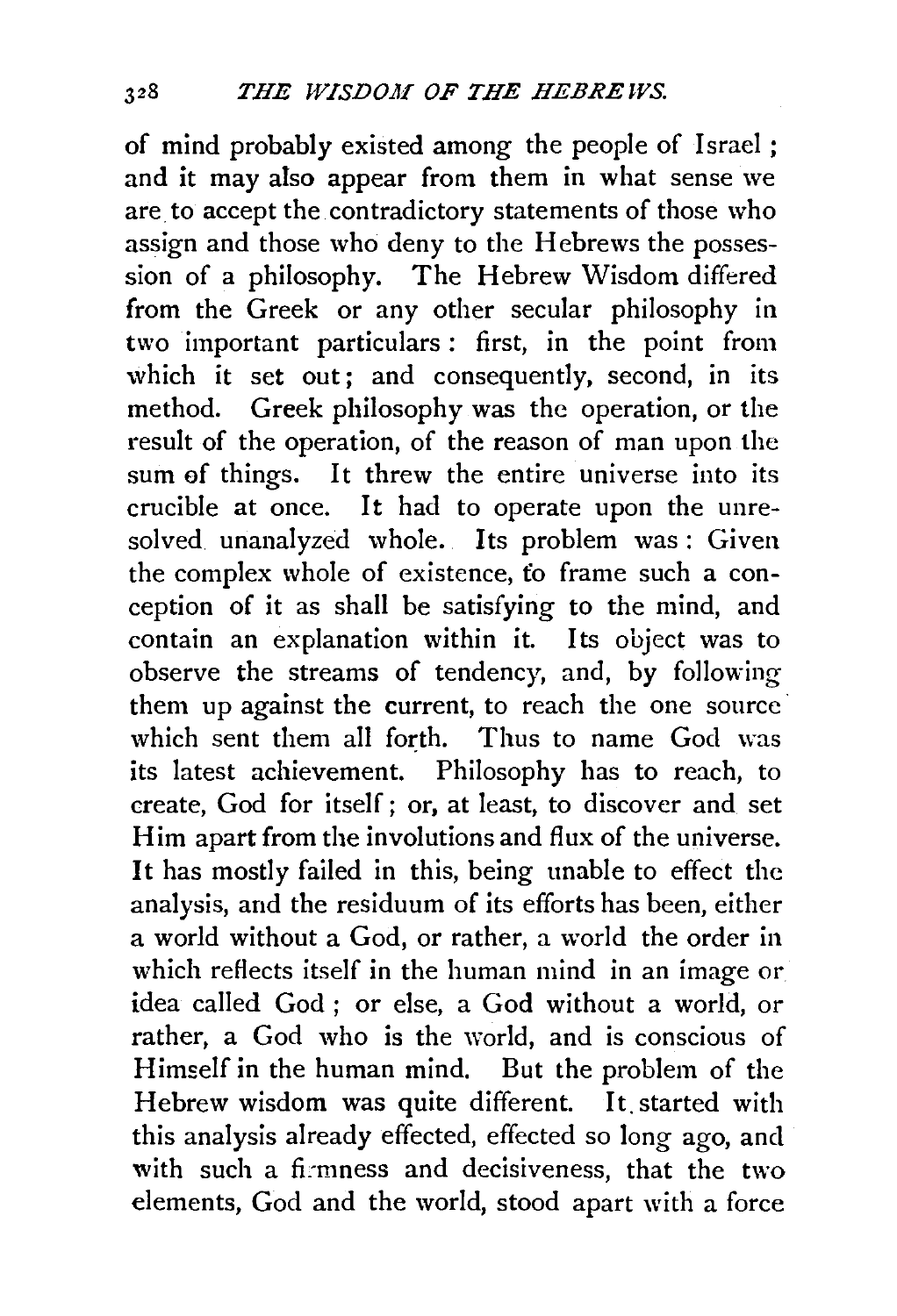of mind probably existed among the people of Israel; and it may also appear from them in what sense we are to accept the contradictory statements of those who assign and those who deny to the Hebrews the possession of a philosophy. The Hebrew Wisdom differed from the Greek or any other secular philosophy in two important particulars: first, in the point from which it set out; and consequently, second, in its method. Greek philosophy was the operation, or the result of the operation, of the reason of man upon the sum of things. It threw the entire universe into its crucible at once. It had to operate upon the unresolved unanalyzed whole. Its problem was: Given the complex whole of existence, to frame such a conception of it as shall be satisfying to the mind, and contain an explanation within it. Its object was to observe the streams of tendency, and, by following them up against the current, to reach the one source which sent them all forth. Thus to name God was its latest achievement. Philosophy has to reach, to create, God for itself; or, at least, to discover and set Him apart from the involutions and flux of the universe. It has mostly failed in this, being unable to effect the analysis, and the residuum of its efforts has been, either a world without a God, or rather, a world the order in which reflects itself in the human mind in an image or idea called God; or else, a God without a world, or rather, a God who is the world, and is conscious of Himself in the human mind. But the problem of the Hebrew wisdom was quite different. It started with this analysis already effected, effected so long ago, and with such a firmness and decisiveness, that the two elements, God and the world, stood apart with a force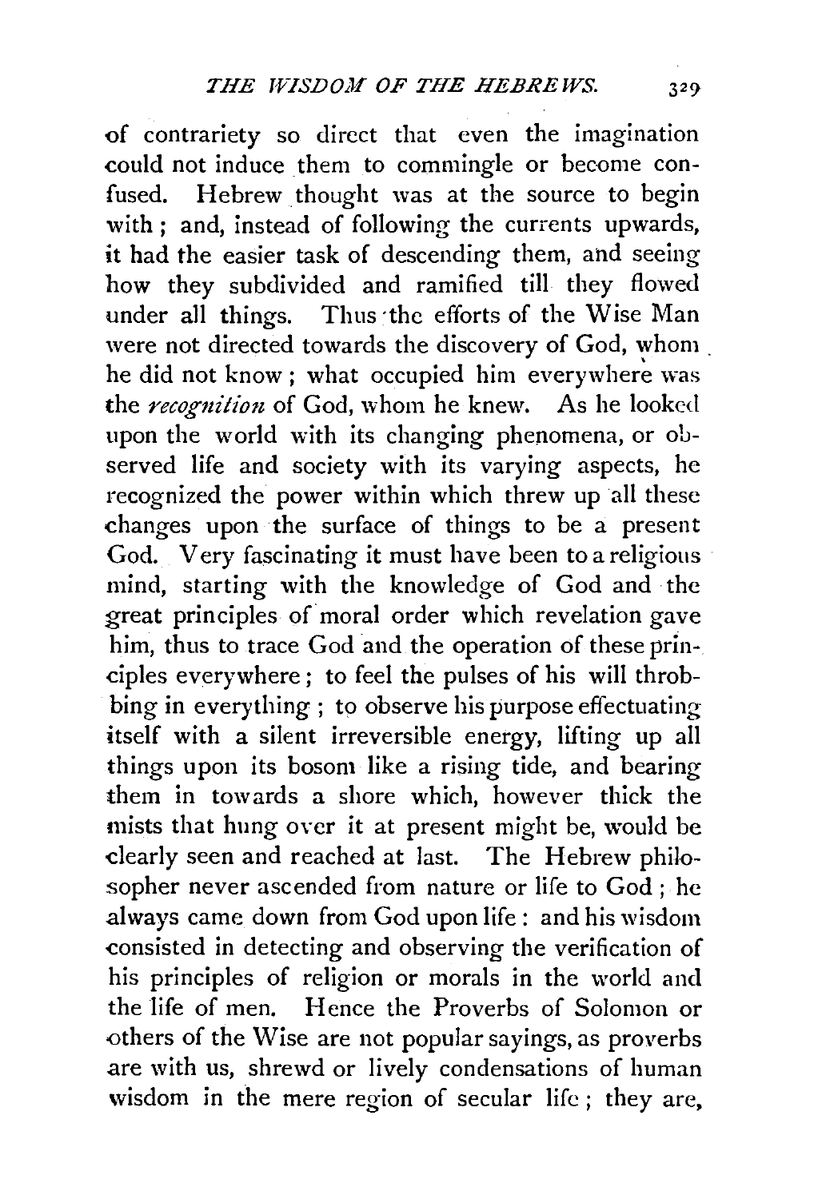of contrariety so direct that even the imagination could not induce them to commingle or become confused. Hebrew thought was at the source to begin with; and, instead of following the currents upwards, it had the easier task of descending them, and seeing how they subdivided and ramified till they flowed under all things. Thus the efforts of the Wise Man were not directed towards the discovery of God, whom he did not know; what occupied him everywhere was the *recognition* of God, whom he knew. As he looked upon the world with its changing phenomena, or observed life and society with its varying aspects, he recognized the power within which threw up all these changes upon the surface of things to be a present God. Very fascinating it must have been to a religious mind, starting with the knowledge of God and the great principles of moral order which revelation gave him, thus to trace God and the operation of these principles everywhere; to feel the pulses of his will throbbing in everything; to observe his purpose effectuating itself with a silent irreversible energy, lifting up all things upon its bosom like a rising tide, and bearing them in towards a shore which, however thick the mists that hung over it at present might be, would be clearly seen and reached at last. The Hebrew philosopher never ascended from nature or life to God; he always came down from God upon life: and his wisdom consisted in detecting and observing the verification of his principles of religion or morals in the world and the life of men. Hence the Proverbs of Solomon or others of the Wise are not popular sayings, as proverbs are with us, shrewd or lively condensations of human wisdom in the mere region of secular life; they are,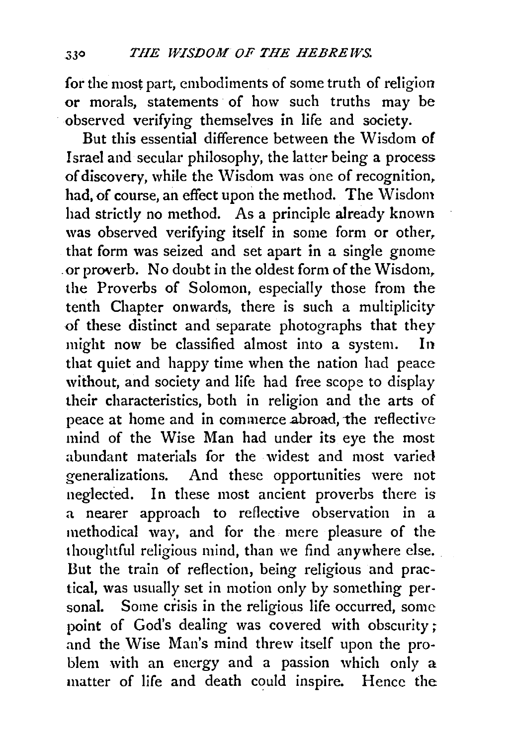for the most part, embodiments of some truth of religion or morals, statements of how such truths may be observed verifying themselves in life and society.

But this essential difference between the Wisdom of Israel and secular philosophy, the latter being a process of discovery, while the Wisdom was one of recognition, had, of course, an effect upon the method. The Wisdom had strictly no method. As a principle already known was observed verifying itself in some form or other, that form was seized and set apart in a single gnome or proverb. No doubt in the oldest form of the Wisdom, the Proverbs of Solomon, especially those from the tenth Chapter onwards, there is such a multiplicity of these distinct and separate photographs that they might now be classified almost into a system. In that quiet and happy time when the nation had peace without, and society and life had free scope to display their characteristics, both in religion and the arts of peace at home and in commerce abroad, the reflective mind of the Wise Man had under its eye the most abundant materials for the widest and most varied generalizations. And these opportunities were not neglected. In these most ancient proverbs there is a nearer approach to reflective observation in a methodical way, and for the mere pleasure of the thoughtful religious mind, than we find anywhere else. But the train of reflection, being religious and practical, was usually set in motion only by something personal. Some crisis in the religious life occurred, some point of God's dealing was covered with obscurity; and the Wise Man's mind threw itself upon the problem with an energy and a passion which only a matter of life and death could inspire. Hence the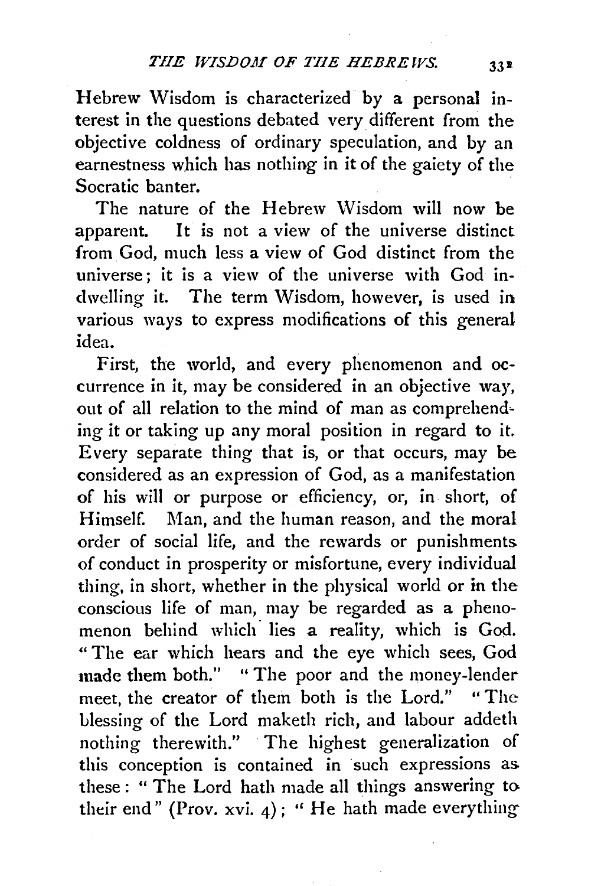Hebrew Wisdom is characterized by a personal interest in the questions debated very different from the objective coldness of ordinary speculation, and by an earnestness which has nothing in it of the gaiety of the Socratic banter.

The nature of the Hebrew Wisdom will now be apparent. It is not a view of the universe distinct from God, much less a view of God distinct from the universe; it is a view of the universe with God indwelling it. The term Wisdom, however, is used in various ways to express modifications of this general idea.

First, the world, and every phenomenon and occurrence in it, may be considered in an objective way, out of all relation to the mind of man as comprehending it or taking up any moral position in regard to it. Every separate thing that is, or that occurs, may be considered as an expression of God, as a manifestation of his will or purpose or efficiency, or, in short, of Himself. Man, and the human reason, and the moral order of social life, and the rewards or punishments of conduct in prosperity or misfortune, every individual thing, in short, whether in the physical world or in the conscious life of man, may be regarded as a phenomenon behind which lies a reality, which is God. "The ear which hears and the eye which sees, God made them both." "The poor and the money-lender meet, the creator of them both is the Lord." "The blessing of the Lord maketh rich, and labour addeth nothing therewith." The highest generalization of this conception is contained in such expressions as these: "The Lord hath made all things answering to their end" (Prov. xvi. 4); "He hath made everything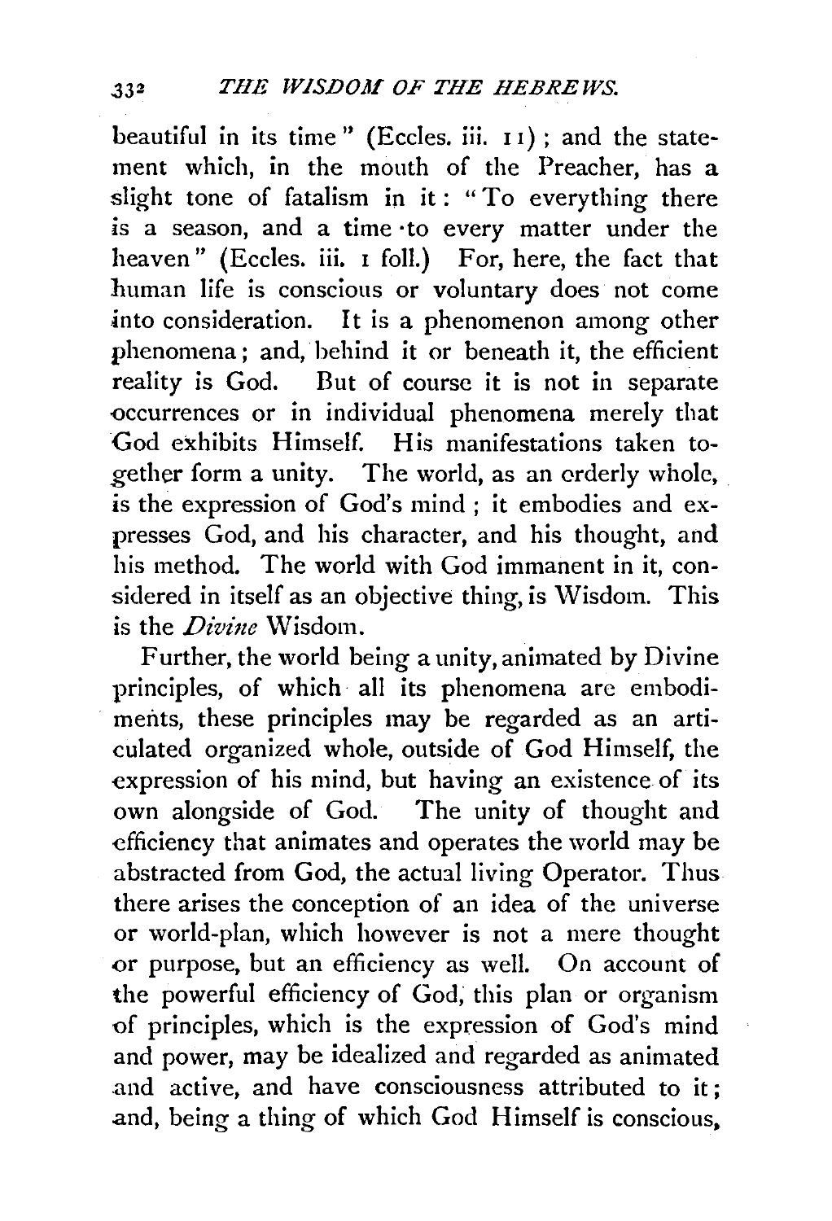beautiful in its time" (Eccles. iii. 11); and the statement which, in the mouth of the Preacher, has a slight tone of fatalism in it: "To everything there is a season, and a time to every matter under the heaven" (Eccles. iii. 1 foll.) For, here, the fact that human life is conscious or voluntary does not come into consideration. It is a phenomenon among other phenomena; and, behind it or beneath it, the efficient reality is God. But of course it is not in separate occurrences or in individual phenomena merely that God exhibits Himself. His manifestations taken together form a unity. The world, as an orderly whole, is the expression of God's mind; it embodies and expresses God, and his character, and his thought, and his method. The world with God immanent in it, considered in itself as an objective thing, is Wisdom. This is the *Divine* Wisdom.

Further, the world being a unity, animated by Divine principles, of which all its phenomena are embodiments, these principles may be regarded as an articulated organized whole, outside of God Himself, the expression of his mind, but having an existence of its own alongside of God. The unity of thought and efficiency that animates and operates the world may be abstracted from God, the actual living Operator. Thus there arises the conception of an idea of the universe or world-plan, which however is not a mere thought or purpose, but an efficiency as well. On account of the powerful efficiency of God, this plan or organism of principles, which is the expression of God's mind and power, may be idealized and regarded as animated and active, and have consciousness attributed to it; and, being a thing of which God Himself is conscious,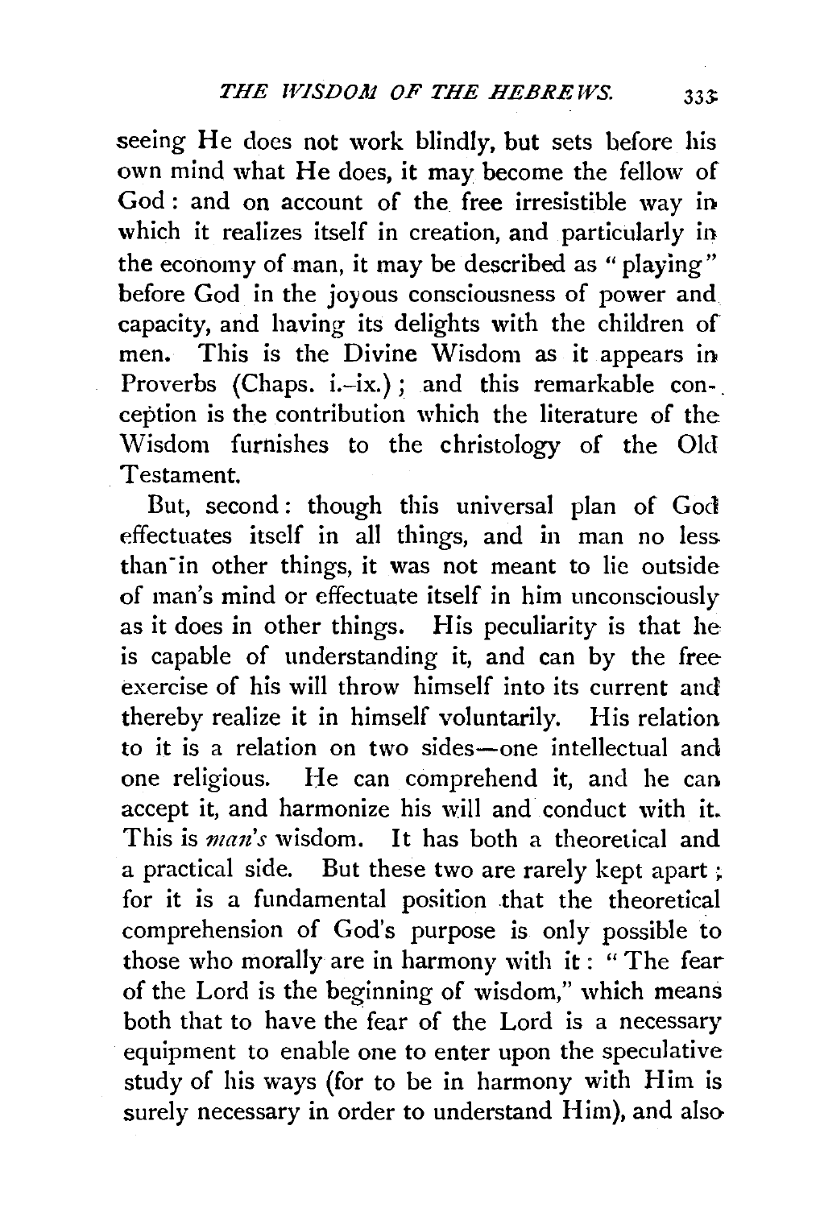seeing He does not work blindly, but sets before his own mind what He does, it may become the fellow of God: and on account of the free irresistible way in which it realizes itself in creation, and particularly in the economy of man, it may be described as "playing" before God in the joyous consciousness of power and capacity, and having its delights with the children of men. This is the Divine Wisdom as it appears in Proverbs (Chaps. i.–ix.); and this remarkable conception is the contribution which the literature of the Wisdom furnishes to the christology of the Old Testament.

But, second: though this universal plan of God effectuates itself in all things, and in man no less than in other things, it was not meant to lie outside of man's mind or effectuate itself in him unconsciously as it does in other things. His peculiarity is that he is capable of understanding it, and can by the free exercise of his will throw himself into its current and thereby realize it in himself voluntarily. His relation to it is a relation on two sides—one intellectual and one religious. He can comprehend it, and he can accept it, and harmonize his will and conduct with it. This is *man's* wisdom. It has both a theoretical and a practical side. But these two are rarely kept apart; for it is a fundamental position that the theoretical comprehension of God's purpose is only possible to those who morally are in harmony with it: "The fear of the Lord is the beginning of wisdom," which means both that to have the fear of the Lord is a necessary equipment to enable one to enter upon the speculative study of his ways (for to be in harmony with Him is surely necessary in order to understand Him), and also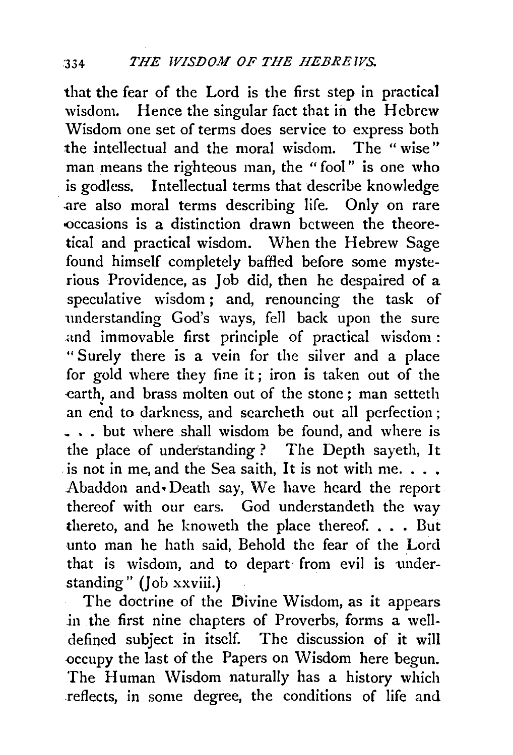that the fear of the Lord is the first step in practical wisdom. Hence the singular fact that in the Hebrew Wisdom one set of terms does service to express both the intellectual and the moral wisdom. The "wise" man means the righteous man, the "fool" is one who is godless. Intellectual terms that describe knowledge are also moral terms describing life. Only on rare occasions is a distinction drawn between the theoretical and practical wisdom. When the Hebrew Sage found himself completely baffled before some mysterious Providence, as Job did, then he despaired of a speculative wisdom; and, renouncing the task of understanding God's ways, fell back upon the sure and immovable first principle of practical wisdom: "Surely there is a vein for the silver and a place for gold where they fine it; iron is taken out of the earth, and brass molten out of the stone; man setteth an end to darkness, and searcheth out all perfection; . . . but where shall wisdom be found, and where is the place of understanding? The Depth sayeth, It is not in me, and the Sea saith, It is not with me. . . . Abaddon and Death say, We have heard the report thereof with our ears. God understandeth the way thereto, and he knoweth the place thereof. . . . But unto man he hath said, Behold the fear of the Lord that is wisdom, and to depart from evil is understanding" (Job xxviii.)

The doctrine of the Divine Wisdom, as it appears in the first nine chapters of Proverbs, forms a well-defined subject in itself. The discussion of it will occupy the last of the Papers on Wisdom here begun. The Human Wisdom naturally has a history which reflects, in some degree, the conditions of life and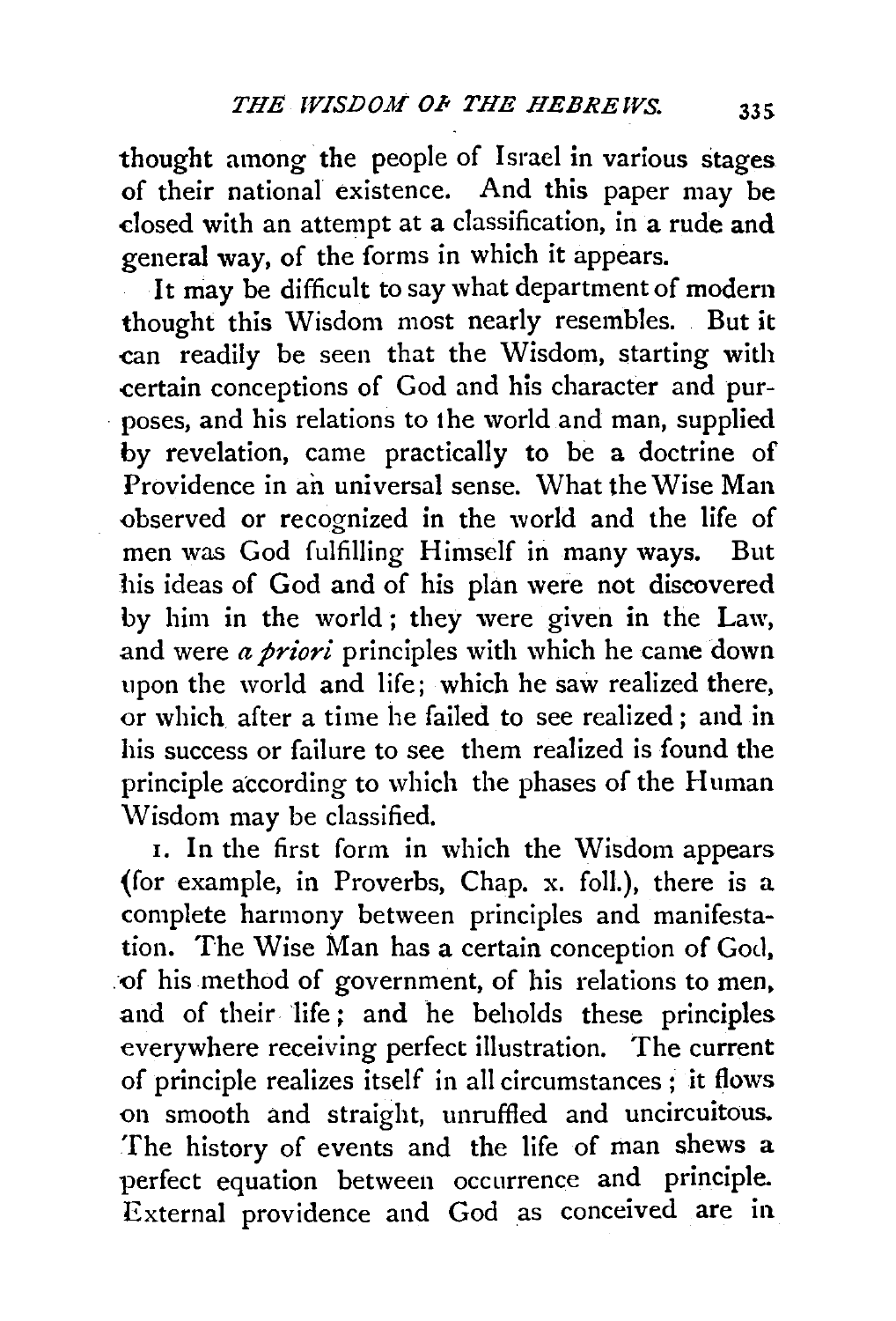thought among the people of Israel in various stages of their national existence. And this paper may be closed with an attempt at a classification, in a rude and general way, of the forms in which it appears.

It may be difficult to say what department of modern thought this Wisdom most nearly resembles. But it can readily be seen that the Wisdom, starting with certain conceptions of God and his character and purposes, and his relations to the world and man, supplied by revelation, came practically to be a doctrine of Providence in an universal sense. What the Wise Man observed or recognized in the world and the life of men was God fulfilling Himself in many ways. But his ideas of God and of his plan were not discovered by him in the world; they were given in the Law, and were *a priori* principles with which he came down upon the world and life; which he saw realized there, or which after a time he failed to see realized; and in his success or failure to see them realized is found the principle according to which the phases of the Human Wisdom may be classified.

1. In the first form in which the Wisdom appears (for example, in Proverbs, Chap. x. foll.), there is a complete harmony between principles and manifestation. The Wise Man has a certain conception of God, of his method of government, of his relations to men, and of their life; and he beholds these principles everywhere receiving perfect illustration. The current of principle realizes itself in all circumstances; it flows on smooth and straight, unruffled and uncircuitous. The history of events and the life of man shews a perfect equation between occurrence and principle. External providence and God as conceived are in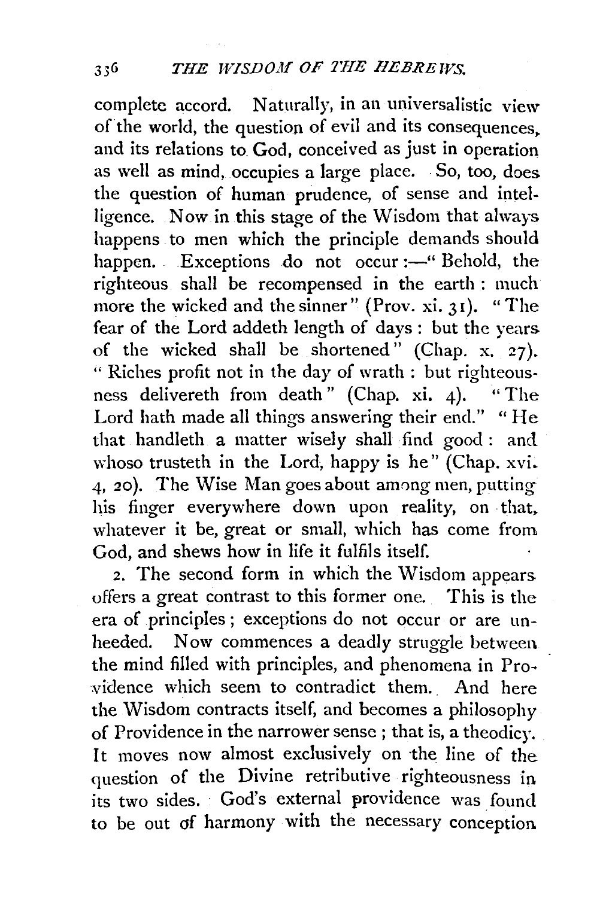complete accord. Naturally, in an universalistic view of the world, the question of evil and its consequences, and its relations to God, conceived as just in operation as well as mind, occupies a large place. So, too, does the question of human prudence, of sense and intelligence. Now in this stage of the Wisdom that always happens to men which the principle demands should happen. Exceptions do not occur:—" Behold, the righteous shall be recompensed in the earth: much more the wicked and the sinner" (Prov. xi. 31). "The fear of the Lord addeth length of days: but the years of the wicked shall be shortened" (Chap. x. 27). "Riches profit not in the day of wrath: but righteousness delivereth from death" (Chap. xi. 4). "The Lord hath made all things answering their end." "He that handleth a matter wisely shall find good: and whoso trusteth in the Lord, happy is he" (Chap. xvi. 4, 20). The Wise Man goes about among men, putting his finger everywhere down upon reality, on that, whatever it be, great or small, which has come from God, and shews how in life it fulfils itself.

2. The second form in which the Wisdom appears offers a great contrast to this former one. This is the era of principles; exceptions do not occur or are unheeded. Now commences a deadly struggle between the mind filled with principles, and phenomena in Providence which seem to contradict them. And here the Wisdom contracts itself, and becomes a philosophy of Providence in the narrower sense; that is, a theodicy. It moves now almost exclusively on the line of the question of the Divine retributive righteousness in its two sides. God's external providence was found to be out of harmony with the necessary conception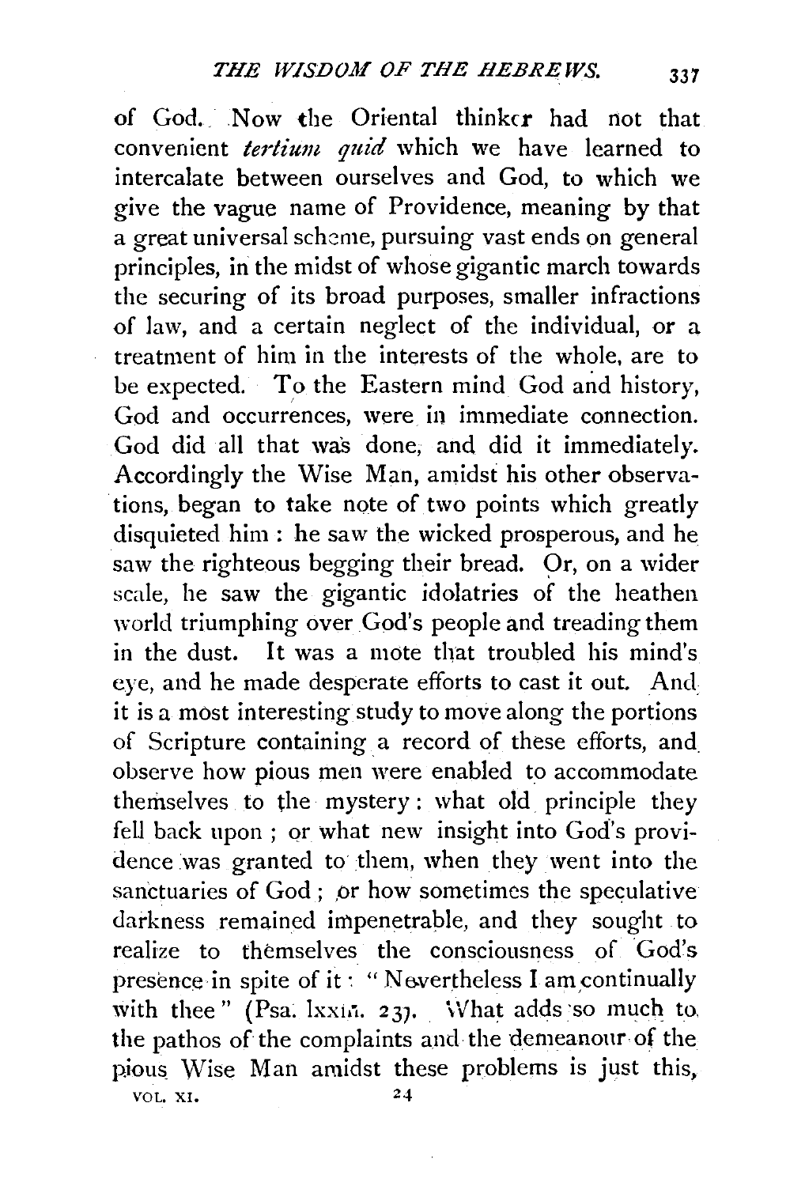of God. Now the Oriental thinker had not that convenient *tertium quid* which we have learned to intercalate between ourselves and God, to which we give the vague name of Providence, meaning by that a great universal scheme, pursuing vast ends on general principles, in the midst of whose gigantic march towards the securing of its broad purposes, smaller infractions of law, and a certain neglect of the individual, or a treatment of him in the interests of the whole, are to be expected. To the Eastern mind God and history, God and occurrences, were in immediate connection. God did all that was done, and did it immediately. Accordingly the Wise Man, amidst his other observations, began to take note of two points which greatly disquieted him: he saw the wicked prosperous, and he saw the righteous begging their bread. Or, on a wider scale, he saw the gigantic idolatries of the heathen world triumphing over God's people and treading them in the dust. It was a mote that troubled his mind's eye, and he made desperate efforts to cast it out. And it is a most interesting study to move along the portions of Scripture containing a record of these efforts, and observe how pious men were enabled to accommodate themselves to the mystery: what old principle they fell back upon; or what new insight into God's providence was granted to them, when they went into the sanctuaries of God; or how sometimes the speculative darkness remained impenetrable, and they sought to realize to themselves the consciousness of God's presence in spite of it: "Nevertheless I am continually with thee" (Psa. lxxiii. 23). What adds so much to the pathos of the complaints and the demeanour of the pious Wise Man amidst these problems is just this,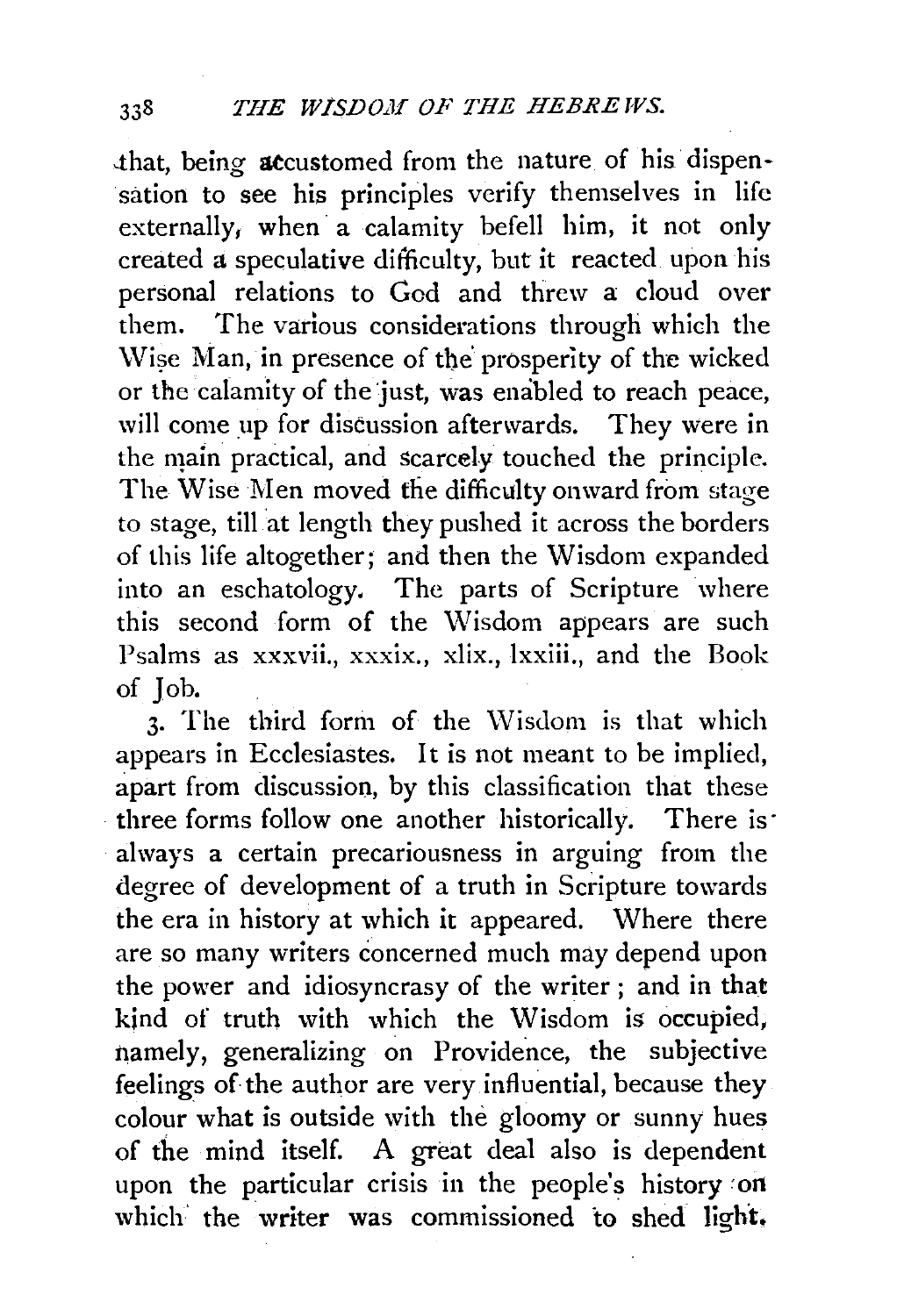that, being accustomed from the nature of his dispensation to see his principles verify themselves in life externally, when a calamity befell him, it not only created a speculative difficulty, but it reacted upon his personal relations to God and threw a cloud over them. The various considerations through which the Wise Man, in presence of the prosperity of the wicked or the calamity of the just, was enabled to reach peace, will come up for discussion afterwards. They were in the main practical, and scarcely touched the principle. The Wise Men moved the difficulty onward from stage to stage, till at length they pushed it across the borders of this life altogether; and then the Wisdom expanded into an eschatology. The parts of Scripture where this second form of the Wisdom appears are such Psalms as xxxvii., xxxix., xlix., lxxiii., and the Book of Job.

3. The third form of the Wisdom is that which appears in Ecclesiastes. It is not meant to be implied, apart from discussion, by this classification that these three forms follow one another historically. There is always a certain precariousness in arguing from the degree of development of a truth in Scripture towards the era in history at which it appeared. Where there are so many writers concerned much may depend upon the power and idiosyncrasy of the writer; and in that kind of truth with which the Wisdom is occupied, namely, generalizing on Providence, the subjective feelings of the author are very influential, because they colour what is outside with the gloomy or sunny hues of the mind itself. A great deal also is dependent upon the particular crisis in the people's history on which the writer was commissioned to shed light.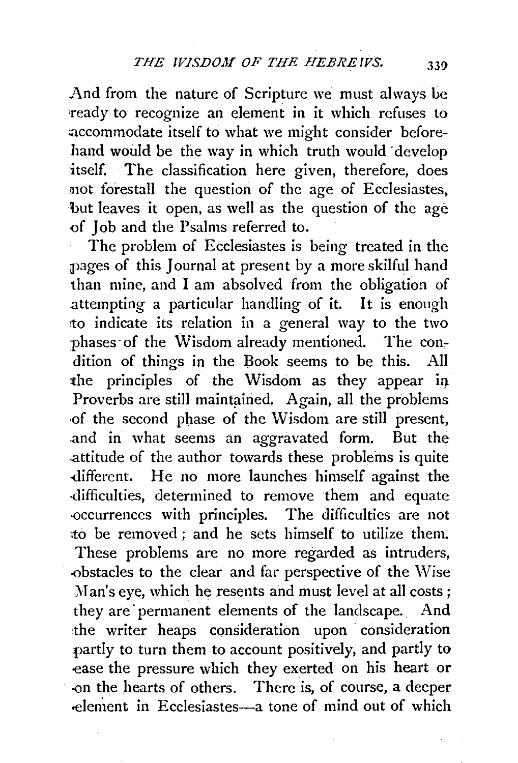And from the nature of Scripture we must always be ready to recognize an element in it which refuses to accommodate itself to what we might consider beforehand would be the way in which truth would develop itself. The classification here given, therefore, does not forestall the question of the age of Ecclesiastes, but leaves it open, as well as the question of the age of Job and the Psalms referred to.

The problem of Ecclesiastes is being treated in the pages of this Journal at present by a more skilful hand than mine, and I am absolved from the obligation of attempting a particular handling of it. It is enough to indicate its relation in a general way to the two phases of the Wisdom already mentioned. The condition of things in the Book seems to be this. All the principles of the Wisdom as they appear in Proverbs are still maintained. Again, all the problems of the second phase of the Wisdom are still present, and in what seems an aggravated form. But the attitude of the author towards these problems is quite different. He no more launches himself against the difficulties, determined to remove them and equate occurrences with principles. The difficulties are not to be removed; and he sets himself to utilize them. These problems are no more regarded as intruders, obstacles to the clear and far perspective of the Wise Man's eye, which he resents and must level at all costs; they are permanent elements of the landscape. And the writer heaps consideration upon consideration partly to turn them to account positively, and partly to ease the pressure which they exerted on his heart or on the hearts of others. There is, of course, a deeper element in Ecclesiastes—a tone of mind out of which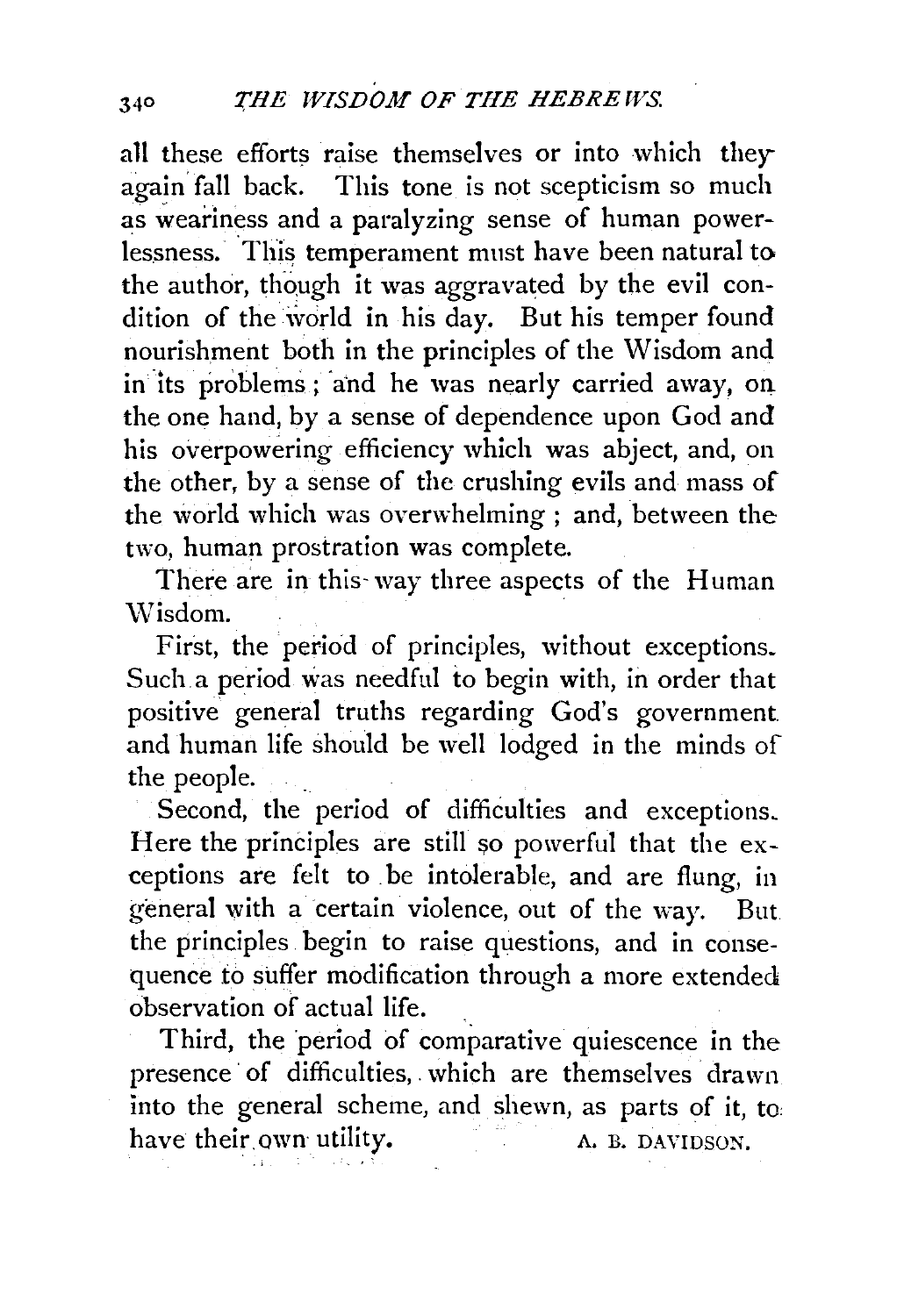all these efforts raise themselves or into which they again fall back. This tone is not scepticism so much as weariness and a paralyzing sense of human powerlessness. This temperament must have been natural to the author, though it was aggravated by the evil condition of the world in his day. But his temper found nourishment both in the principles of the Wisdom and in its problems; and he was nearly carried away, on the one hand, by a sense of dependence upon God and his overpowering efficiency which was abject, and, on the other, by a sense of the crushing evils and mass of the world which was overwhelming; and, between the two, human prostration was complete.

There are in this way three aspects of the Human Wisdom.

First, the period of principles, without exceptions. Such a period was needful to begin with, in order that positive general truths regarding God's government and human life should be well lodged in the minds of the people.

Second, the period of difficulties and exceptions. Here the principles are still so powerful that the exceptions are felt to be intolerable, and are flung, in general with a certain violence, out of the way. But the principles begin to raise questions, and in consequence to suffer modification through a more extended observation of actual life.

Third, the period of comparative quiescence in the presence of difficulties, which are themselves drawn into the general scheme, and shewn, as parts of it, to have their own utility.

A. B. DAVIDSON.